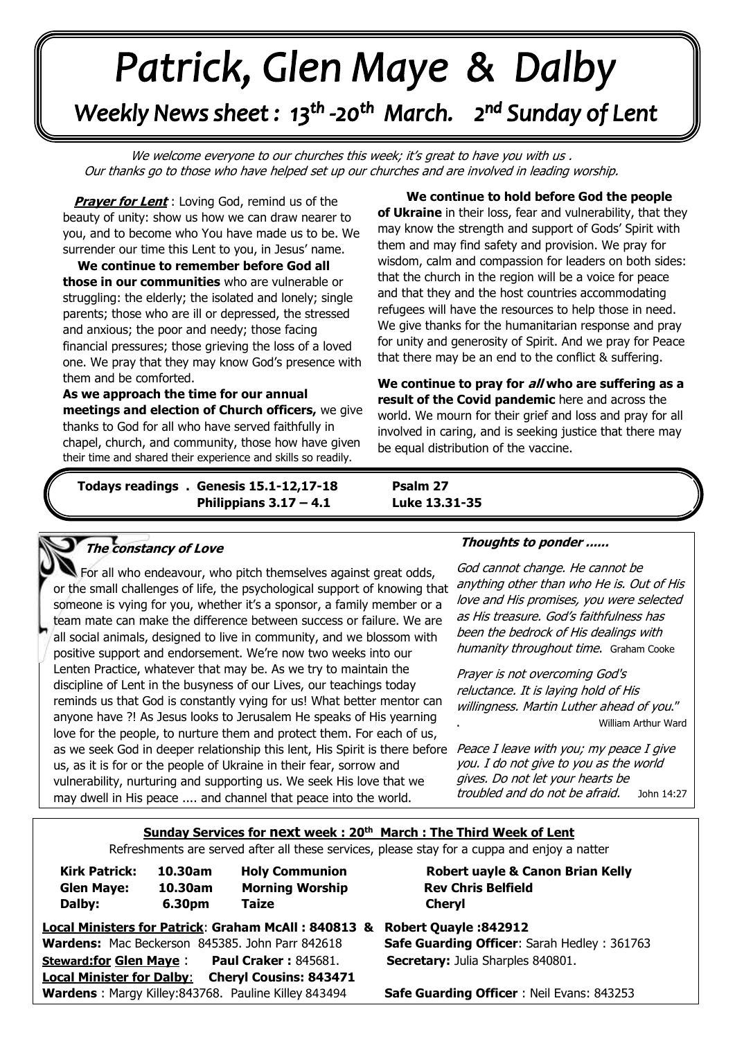# Patrick, Glen Maye & Dalby

## Weekly News sheet : 13th -20th March. 2nd Sunday of Lent

*We welcome everyone to our churches this week; it's great to have you with us . Our thanks go to those who have helped set up our churches and are involved in leading worship.*

***Prayer for Lent*** : Loving God, remind us of the beauty of unity: show us how we can draw nearer to you, and to become who You have made us to be. We surrender our time this Lent to you, in Jesus' name.

**We continue to remember before God all those in our communities** who are vulnerable or struggling: the elderly; the isolated and lonely; single parents; those who are ill or depressed, the stressed and anxious; the poor and needy; those facing financial pressures; those grieving the loss of a loved one. We pray that they may know God's presence with them and be comforted.

**As we approach the time for our annual meetings and election of Church officers,** we give thanks to God for all who have served faithfully in chapel, church, and community, those how have given their time and shared their experience and skills so readily.

**We continue to hold before God the people of Ukraine** in their loss, fear and vulnerability, that they may know the strength and support of Gods' Spirit with them and may find safety and provision. We pray for wisdom, calm and compassion for leaders on both sides: that the church in the region will be a voice for peace and that they and the host countries accommodating refugees will have the resources to help those in need. We give thanks for the humanitarian response and pray for unity and generosity of Spirit. And we pray for Peace that there may be an end to the conflict & suffering.

**We continue to pray for *all* who are suffering as a result of the Covid pandemic** here and across the world. We mourn for their grief and loss and pray for all involved in caring, and is seeking justice that there may be equal distribution of the vaccine.

**Todays readings . Genesis 15.1-12,17-18 — Psalm 27**
**Philippians 3.17 – 4.1 — Luke 13.31-35**

### *The constancy of Love*

For all who endeavour, who pitch themselves against great odds, or the small challenges of life, the psychological support of knowing that someone is vying for you, whether it's a sponsor, a family member or a team mate can make the difference between success or failure. We are all social animals, designed to live in community, and we blossom with positive support and endorsement. We're now two weeks into our Lenten Practice, whatever that may be. As we try to maintain the discipline of Lent in the busyness of our Lives, our teachings today reminds us that God is constantly vying for us! What better mentor can anyone have ?! As Jesus looks to Jerusalem He speaks of His yearning love for the people, to nurture them and protect them. For each of us, as we seek God in deeper relationship this lent, His Spirit is there before us, as it is for or the people of Ukraine in their fear, sorrow and vulnerability, nurturing and supporting us. We seek His love that we may dwell in His peace .... and channel that peace into the world.

### *Thoughts to ponder ......*

*God cannot change. He cannot be anything other than who He is. Out of His love and His promises, you were selected as His treasure. God's faithfulness has been the bedrock of His dealings with humanity throughout time.* Graham Cooke

*Prayer is not overcoming God's reluctance. It is laying hold of His willingness. Martin Luther ahead of you."* William Arthur Ward

*Peace I leave with you; my peace I give you. I do not give to you as the world gives. Do not let your hearts be troubled and do not be afraid.* John 14:27

**Sunday Services for next week : 20th March : The Third Week of Lent**

Refreshments are served after all these services, please stay for a cuppa and enjoy a natter

| | | | |
|---|---|---|---|
| **Kirk Patrick:** | **10.30am** | **Holy Communion** | **Robert uayle & Canon Brian Kelly** |
| **Glen Maye:** | **10.30am** | **Morning Worship** | **Rev Chris Belfield** |
| **Dalby:** | **6.30pm** | **Taize** | **Cheryl** |

**Local Ministers for Patrick**: **Graham McAll : 840813 & Robert Quayle :842912**

**Wardens:** Mac Beckerson 845385. John Parr 842618 — **Safe Guarding Officer**: Sarah Hedley : 361763

**Steward:for Glen Maye** : **Paul Craker :** 845681. — **Secretary:** Julia Sharples 840801.

**Local Minister for Dalby**: **Cheryl Cousins: 843471**

**Wardens** : Margy Killey:843768. Pauline Killey 843494 — **Safe Guarding Officer** : Neil Evans: 843253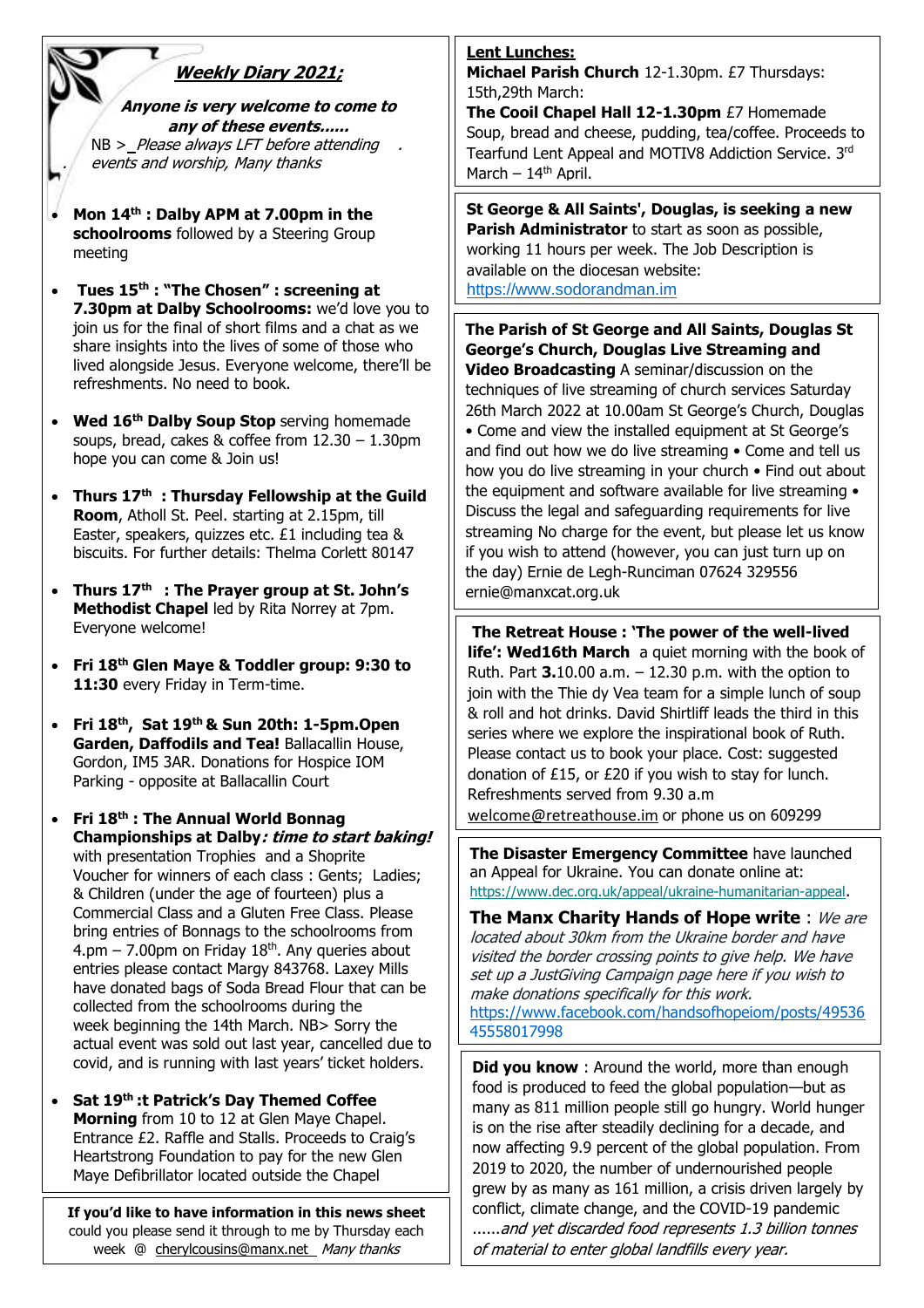## *Weekly Diary 2021;*

***Anyone is very welcome to come to any of these events......***

NB > *Please always LFT before attending events and worship, Many thanks*

- **Mon 14th : Dalby APM at 7.00pm in the schoolrooms** followed by a Steering Group meeting
- **Tues 15th : "The Chosen" : screening at 7.30pm at Dalby Schoolrooms:** we'd love you to join us for the final of short films and a chat as we share insights into the lives of some of those who lived alongside Jesus. Everyone welcome, there'll be refreshments. No need to book.
- **Wed 16th Dalby Soup Stop** serving homemade soups, bread, cakes & coffee from 12.30 – 1.30pm hope you can come & Join us!
- **Thurs 17th : Thursday Fellowship at the Guild Room**, Atholl St. Peel. starting at 2.15pm, till Easter, speakers, quizzes etc. £1 including tea & biscuits. For further details: Thelma Corlett 80147
- **Thurs 17th : The Prayer group at St. John's Methodist Chapel** led by Rita Norrey at 7pm. Everyone welcome!
- **Fri 18th Glen Maye & Toddler group: 9:30 to 11:30** every Friday in Term-time.
- **Fri 18th, Sat 19th & Sun 20th: 1-5pm.Open Garden, Daffodils and Tea!** Ballacallin House, Gordon, IM5 3AR. Donations for Hospice IOM Parking - opposite at Ballacallin Court
- **Fri 18th : The Annual World Bonnag Championships at Dalby*: time to start baking!*** with presentation Trophies and a Shoprite Voucher for winners of each class : Gents; Ladies; & Children (under the age of fourteen) plus a Commercial Class and a Gluten Free Class. Please bring entries of Bonnags to the schoolrooms from 4.pm – 7.00pm on Friday 18th. Any queries about entries please contact Margy 843768. Laxey Mills have donated bags of Soda Bread Flour that can be collected from the schoolrooms during the week beginning the 14th March. NB> Sorry the actual event was sold out last year, cancelled due to covid, and is running with last years' ticket holders.
- **Sat 19th :t Patrick's Day Themed Coffee Morning** from 10 to 12 at Glen Maye Chapel. Entrance £2. Raffle and Stalls. Proceeds to Craig's Heartstrong Foundation to pay for the new Glen Maye Defibrillator located outside the Chapel

**If you'd like to have information in this news sheet** could you please send it through to me by Thursday each week @ cherylcousins@manx.net *Many thanks*

**Lent Lunches:**
**Michael Parish Church** 12-1.30pm. £7 Thursdays: 15th,29th March:
**The Cooil Chapel Hall 12-1.30pm** £7 Homemade Soup, bread and cheese, pudding, tea/coffee. Proceeds to Tearfund Lent Appeal and MOTIV8 Addiction Service. 3rd March – 14th April.

**St George & All Saints', Douglas, is seeking a new Parish Administrator** to start as soon as possible, working 11 hours per week. The Job Description is available on the diocesan website: https://www.sodorandman.im

**The Parish of St George and All Saints, Douglas St George's Church, Douglas Live Streaming and Video Broadcasting** A seminar/discussion on the techniques of live streaming of church services Saturday 26th March 2022 at 10.00am St George's Church, Douglas • Come and view the installed equipment at St George's and find out how we do live streaming • Come and tell us how you do live streaming in your church • Find out about the equipment and software available for live streaming • Discuss the legal and safeguarding requirements for live streaming No charge for the event, but please let us know if you wish to attend (however, you can just turn up on the day) Ernie de Legh-Runciman 07624 329556 ernie@manxcat.org.uk

**The Retreat House : 'The power of the well-lived life': Wed16th March** a quiet morning with the book of Ruth. Part **3.**10.00 a.m. – 12.30 p.m. with the option to join with the Thie dy Vea team for a simple lunch of soup & roll and hot drinks. David Shirtliff leads the third in this series where we explore the inspirational book of Ruth. Please contact us to book your place. Cost: suggested donation of £15, or £20 if you wish to stay for lunch. Refreshments served from 9.30 a.m welcome@retreathouse.im or phone us on 609299

**The Disaster Emergency Committee** have launched an Appeal for Ukraine. You can donate online at: https://www.dec.org.uk/appeal/ukraine-humanitarian-appeal.

**The Manx Charity Hands of Hope write** : *We are located about 30km from the Ukraine border and have visited the border crossing points to give help. We have set up a JustGiving Campaign page here if you wish to make donations specifically for this work.*
https://www.facebook.com/handsofhopeiom/posts/4953645558017998

**Did you know** : Around the world, more than enough food is produced to feed the global population—but as many as 811 million people still go hungry. World hunger is on the rise after steadily declining for a decade, and now affecting 9.9 percent of the global population. From 2019 to 2020, the number of undernourished people grew by as many as 161 million, a crisis driven largely by conflict, climate change, and the COVID-19 pandemic ......*and yet discarded food represents 1.3 billion tonnes of material to enter global landfills every year.*